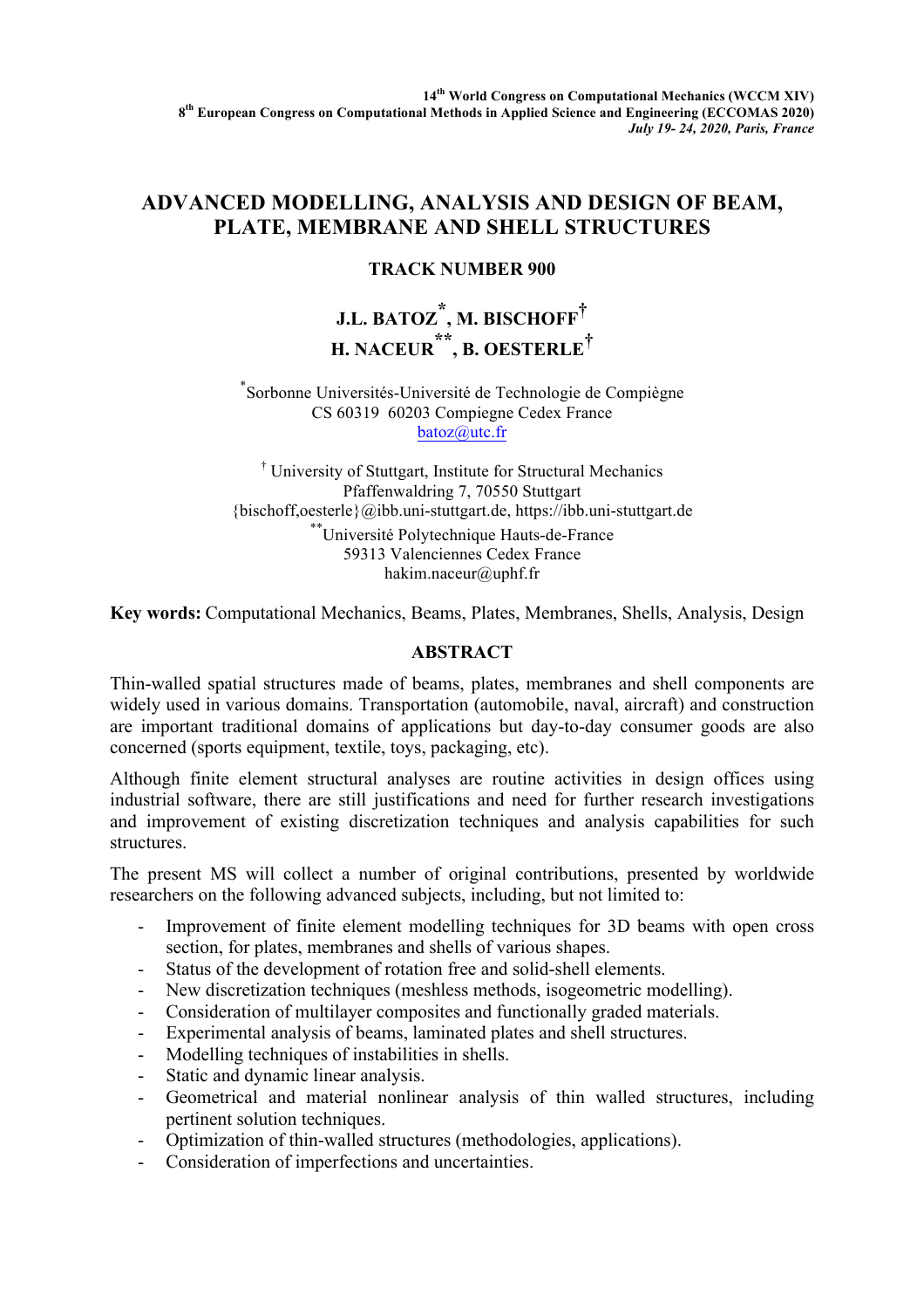14th World Congress on Computational Mechanics (WCCM XIV)
8th European Congress on Computational Methods in Applied Science and Engineering (ECCOMAS 2020)
*July 19- 24, 2020, Paris, France*

# ADVANCED MODELLING, ANALYSIS AND DESIGN OF BEAM, PLATE, MEMBRANE AND SHELL STRUCTURES

**TRACK NUMBER 900**

**J.L. BATOZ[*], M. BISCHOFF[†]**
**H. NACEUR[**], B. OESTERLE[†]**

[*] Sorbonne Universités-Université de Technologie de Compiègne
CS 60319 60203 Compiegne Cedex France
batoz@utc.fr

[†] University of Stuttgart, Institute for Structural Mechanics
Pfaffenwaldring 7, 70550 Stuttgart
{bischoff,oesterle}@ibb.uni-stuttgart.de, https://ibb.uni-stuttgart.de

[**] Université Polytechnique Hauts-de-France
59313 Valenciennes Cedex France
hakim.naceur@uphf.fr

**Key words:** Computational Mechanics, Beams, Plates, Membranes, Shells, Analysis, Design

## ABSTRACT

Thin-walled spatial structures made of beams, plates, membranes and shell components are widely used in various domains. Transportation (automobile, naval, aircraft) and construction are important traditional domains of applications but day-to-day consumer goods are also concerned (sports equipment, textile, toys, packaging, etc).

Although finite element structural analyses are routine activities in design offices using industrial software, there are still justifications and need for further research investigations and improvement of existing discretization techniques and analysis capabilities for such structures.

The present MS will collect a number of original contributions, presented by worldwide researchers on the following advanced subjects, including, but not limited to:

- Improvement of finite element modelling techniques for 3D beams with open cross section, for plates, membranes and shells of various shapes.
- Status of the development of rotation free and solid-shell elements.
- New discretization techniques (meshless methods, isogeometric modelling).
- Consideration of multilayer composites and functionally graded materials.
- Experimental analysis of beams, laminated plates and shell structures.
- Modelling techniques of instabilities in shells.
- Static and dynamic linear analysis.
- Geometrical and material nonlinear analysis of thin walled structures, including pertinent solution techniques.
- Optimization of thin-walled structures (methodologies, applications).
- Consideration of imperfections and uncertainties.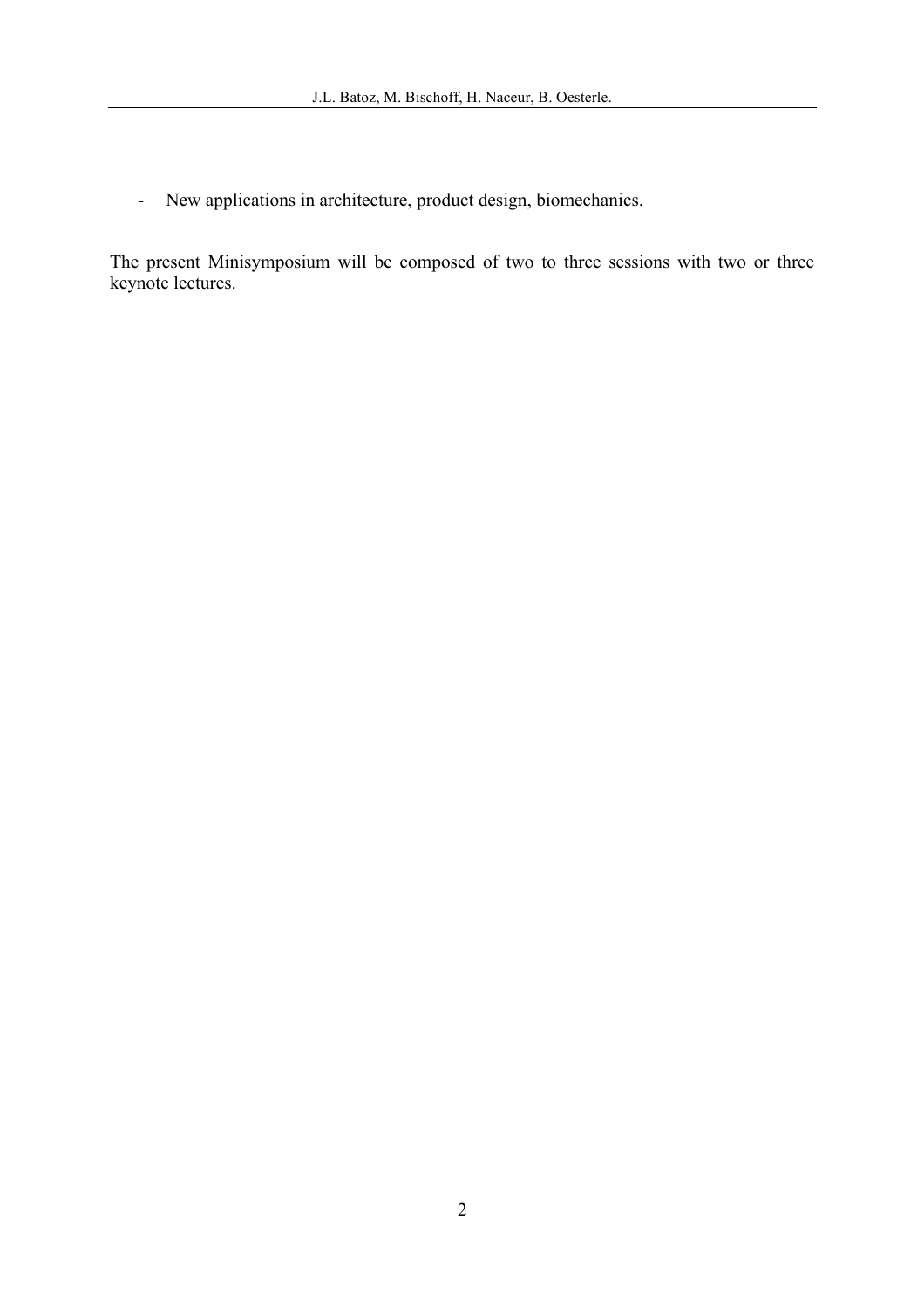- New applications in architecture, product design, biomechanics.

The present Minisymposium will be composed of two to three sessions with two or three keynote lectures.